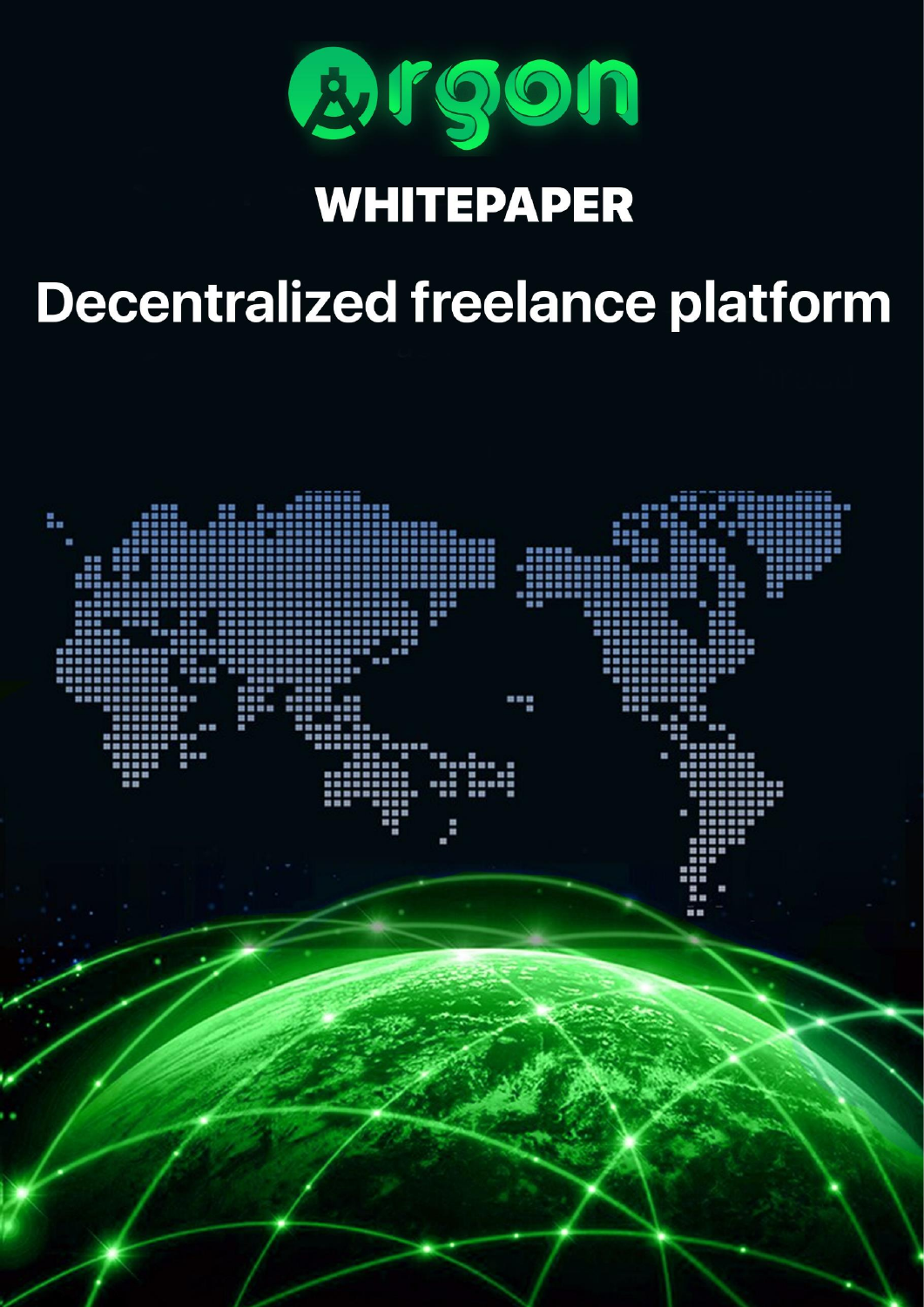# Argon

## WHITEPAPER

# Decentralized freelance platform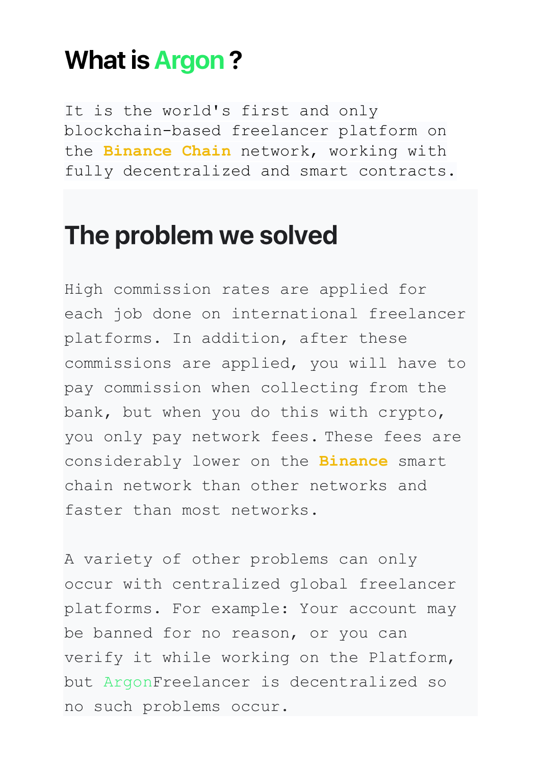# What is Argon ?

It is the world's first and only blockchain-based freelancer platform on the **Binance Chain** network, working with fully decentralized and smart contracts.

## The problem we solved

High commission rates are applied for each job done on international freelancer platforms. In addition, after these commissions are applied, you will have to pay commission when collecting from the bank, but when you do this with crypto, you only pay network fees. These fees are considerably lower on the **Binance** smart chain network than other networks and faster than most networks.

A variety of other problems can only occur with centralized global freelancer platforms. For example: Your account may be banned for no reason, or you can verify it while working on the Platform, but ArgonFreelancer is decentralized so no such problems occur.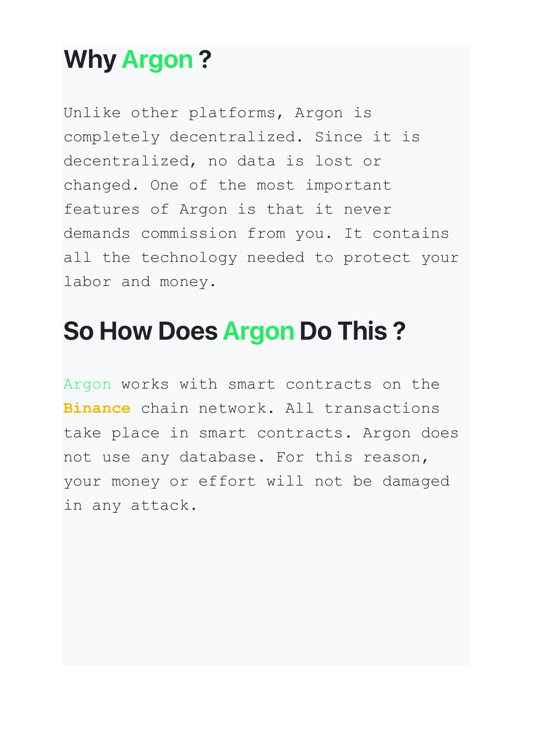## Why Argon ?

Unlike other platforms, Argon is completely decentralized. Since it is decentralized, no data is lost or changed. One of the most important features of Argon is that it never demands commission from you. It contains all the technology needed to protect your labor and money.

## So How Does Argon Do This ?

Argon works with smart contracts on the **Binance** chain network. All transactions take place in smart contracts. Argon does not use any database. For this reason, your money or effort will not be damaged in any attack.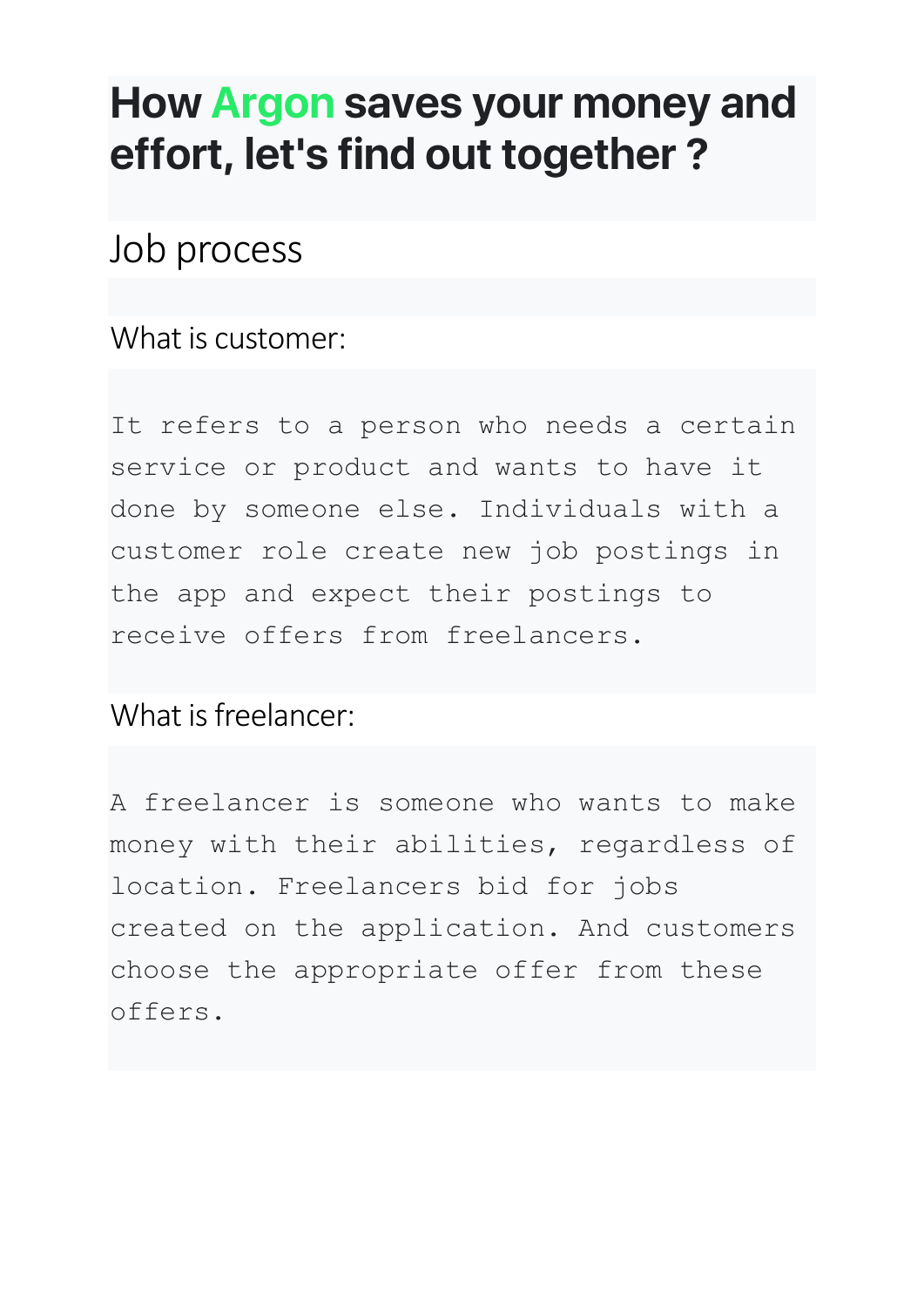# How Argon saves your money and effort, let's find out together ?

## Job process

### What is customer:

```
It refers to a person who needs a certain
service or product and wants to have it
done by someone else. Individuals with a
customer role create new job postings in
the app and expect their postings to
receive offers from freelancers.
```

### What is freelancer:

```
A freelancer is someone who wants to make
money with their abilities, regardless of
location. Freelancers bid for jobs
created on the application. And customers
choose the appropriate offer from these
offers.
```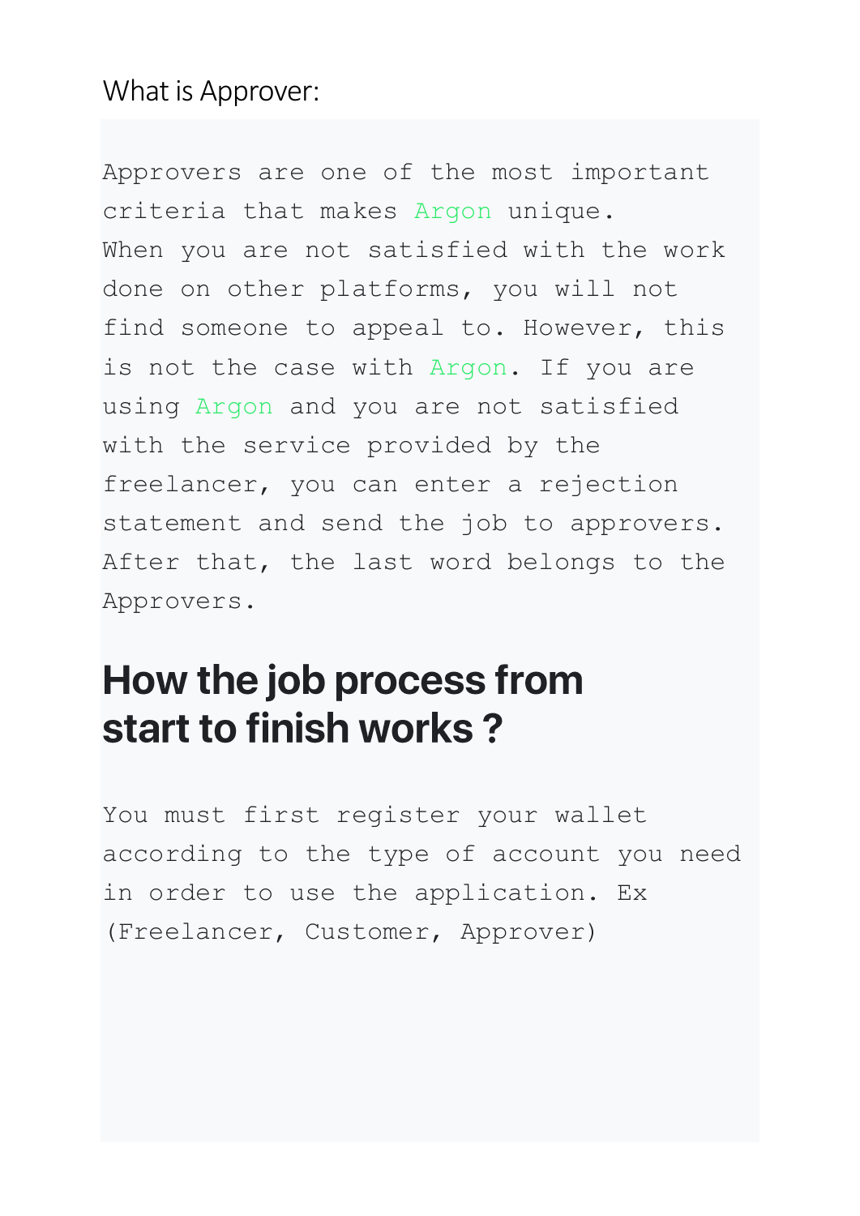What is Approver:

```
Approvers are one of the most important
criteria that makes Argon unique.
When you are not satisfied with the work
done on other platforms, you will not
find someone to appeal to. However, this
is not the case with Argon. If you are
using Argon and you are not satisfied
with the service provided by the
freelancer, you can enter a rejection
statement and send the job to approvers.
After that, the last word belongs to the
Approvers.
```

## How the job process from start to finish works ?

```
You must first register your wallet
according to the type of account you need
in order to use the application. Ex
(Freelancer, Customer, Approver)
```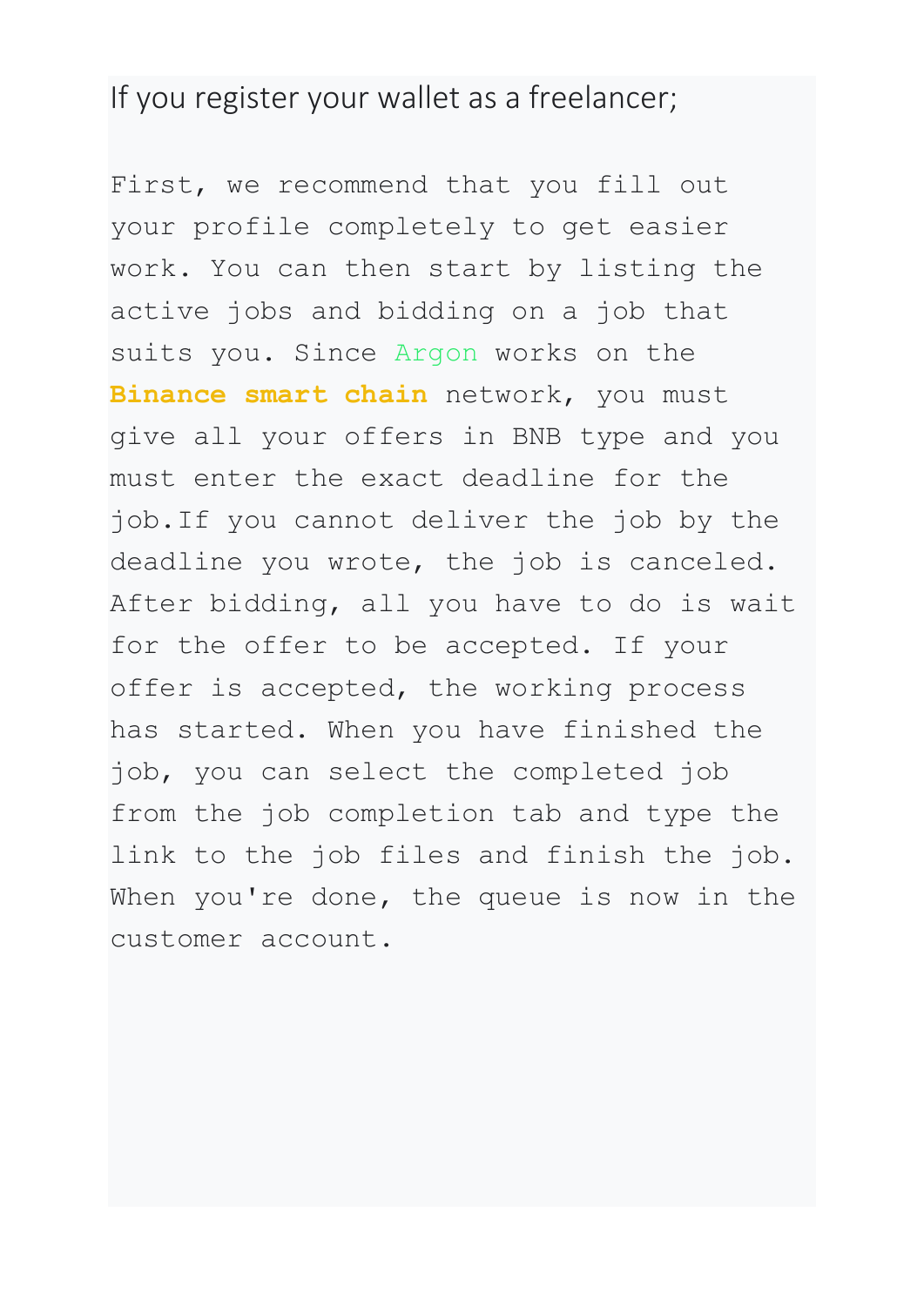## If you register your wallet as a freelancer;

First, we recommend that you fill out your profile completely to get easier work. You can then start by listing the active jobs and bidding on a job that suits you. Since Argon works on the **Binance smart chain** network, you must give all your offers in BNB type and you must enter the exact deadline for the job.If you cannot deliver the job by the deadline you wrote, the job is canceled. After bidding, all you have to do is wait for the offer to be accepted. If your offer is accepted, the working process has started. When you have finished the job, you can select the completed job from the job completion tab and type the link to the job files and finish the job. When you're done, the queue is now in the customer account.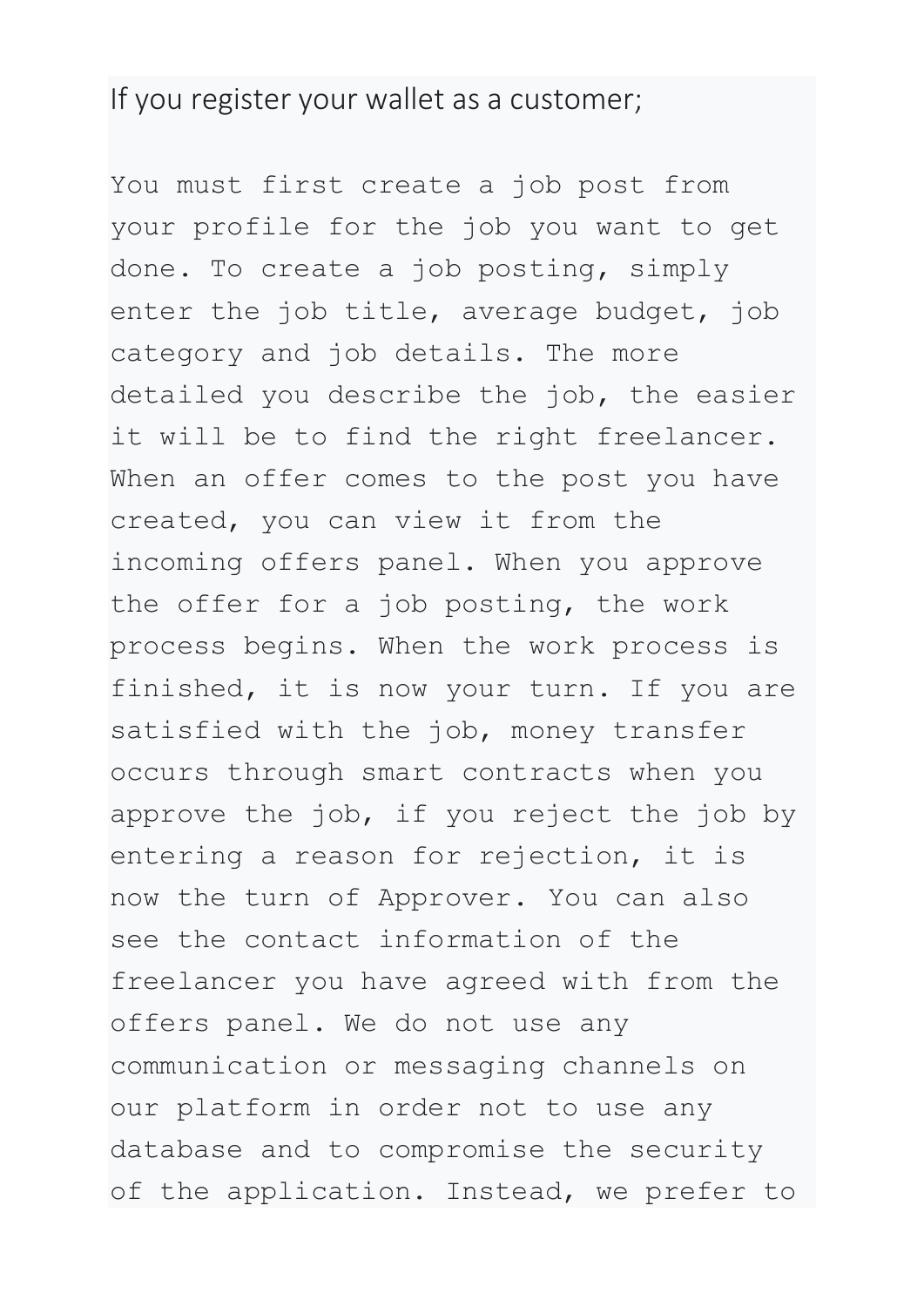If you register your wallet as a customer;

You must first create a job post from your profile for the job you want to get done. To create a job posting, simply enter the job title, average budget, job category and job details. The more detailed you describe the job, the easier it will be to find the right freelancer. When an offer comes to the post you have created, you can view it from the incoming offers panel. When you approve the offer for a job posting, the work process begins. When the work process is finished, it is now your turn. If you are satisfied with the job, money transfer occurs through smart contracts when you approve the job, if you reject the job by entering a reason for rejection, it is now the turn of Approver. You can also see the contact information of the freelancer you have agreed with from the offers panel. We do not use any communication or messaging channels on our platform in order not to use any database and to compromise the security of the application. Instead, we prefer to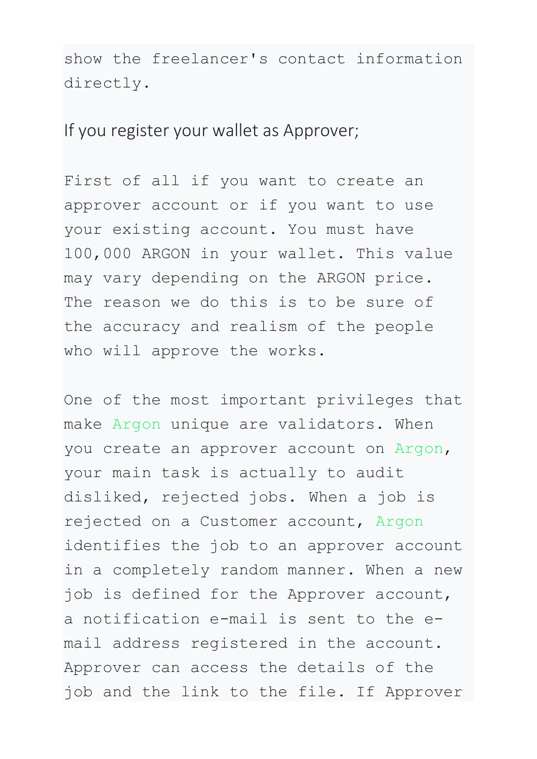show the freelancer's contact information directly.

If you register your wallet as Approver;

First of all if you want to create an approver account or if you want to use your existing account. You must have 100,000 ARGON in your wallet. This value may vary depending on the ARGON price. The reason we do this is to be sure of the accuracy and realism of the people who will approve the works.

One of the most important privileges that make Argon unique are validators. When you create an approver account on Argon, your main task is actually to audit disliked, rejected jobs. When a job is rejected on a Customer account, Argon identifies the job to an approver account in a completely random manner. When a new job is defined for the Approver account, a notification e-mail is sent to the e-mail address registered in the account. Approver can access the details of the job and the link to the file. If Approver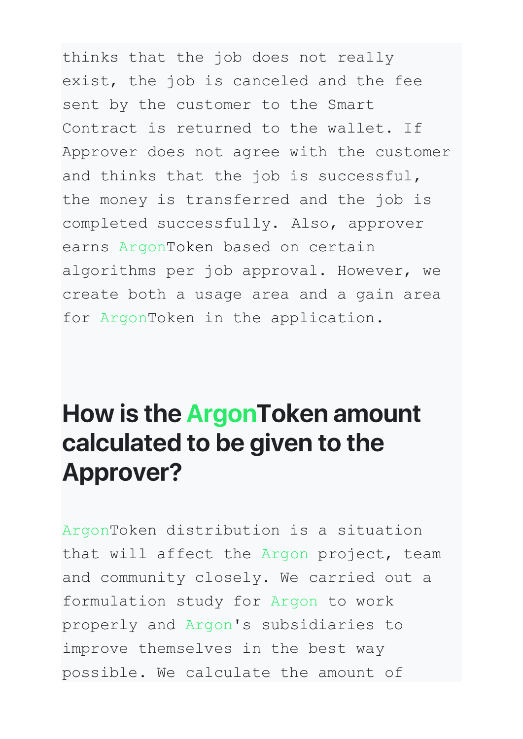thinks that the job does not really exist, the job is canceled and the fee sent by the customer to the Smart Contract is returned to the wallet. If Approver does not agree with the customer and thinks that the job is successful, the money is transferred and the job is completed successfully. Also, approver earns ArgonToken based on certain algorithms per job approval. However, we create both a usage area and a gain area for ArgonToken in the application.

## How is the ArgonToken amount calculated to be given to the Approver?

ArgonToken distribution is a situation that will affect the Argon project, team and community closely. We carried out a formulation study for Argon to work properly and Argon's subsidiaries to improve themselves in the best way possible. We calculate the amount of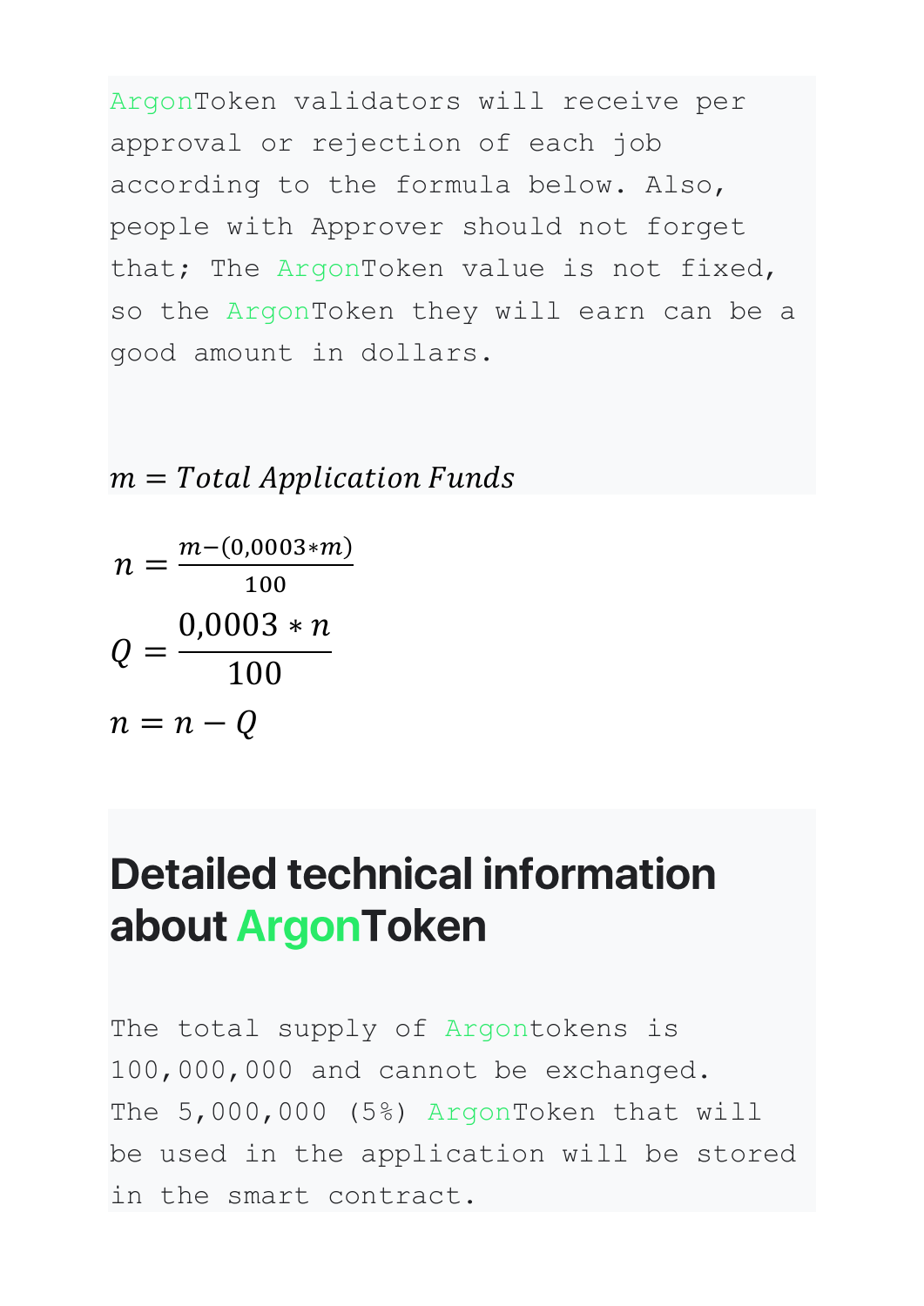ArgonToken validators will receive per approval or rejection of each job according to the formula below. Also, people with Approver should not forget that; The ArgonToken value is not fixed, so the ArgonToken they will earn can be a good amount in dollars.

$$m = Total\ Application\ Funds$$

$$n = \frac{m-(0{,}0003*m)}{100}$$

$$Q = \frac{0{,}0003*n}{100}$$

$$n = n - Q$$

# Detailed technical information about ArgonToken

The total supply of Argontokens is 100,000,000 and cannot be exchanged. The 5,000,000 (5%) ArgonToken that will be used in the application will be stored in the smart contract.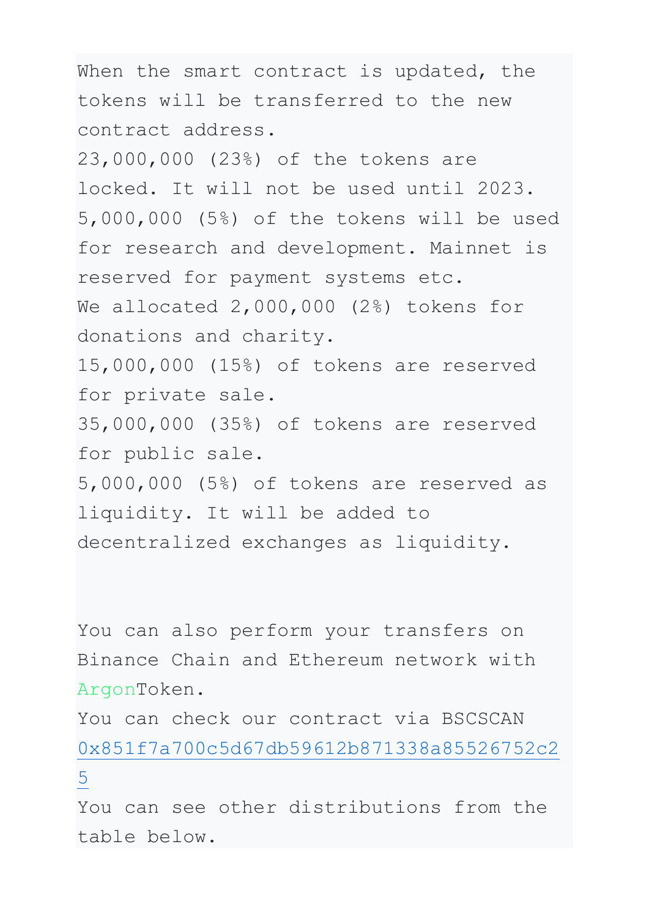When the smart contract is updated, the tokens will be transferred to the new contract address.
23,000,000 (23%) of the tokens are locked. It will not be used until 2023.
5,000,000 (5%) of the tokens will be used for research and development. Mainnet is reserved for payment systems etc.
We allocated 2,000,000 (2%) tokens for donations and charity.
15,000,000 (15%) of tokens are reserved for private sale.
35,000,000 (35%) of tokens are reserved for public sale.
5,000,000 (5%) of tokens are reserved as liquidity. It will be added to decentralized exchanges as liquidity.

You can also perform your transfers on Binance Chain and Ethereum network with ArgonToken.
You can check our contract via BSCSCAN
0x851f7a700c5d67db59612b871338a85526752c25
You can see other distributions from the table below.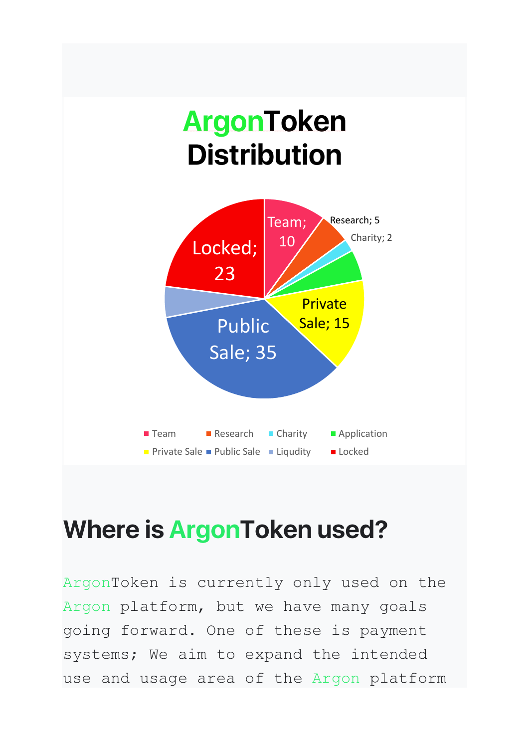# ArgonToken Distribution

Team; 10

Research; 5

Charity; 2

Private Sale; 15

Public Sale; 35

Locked; 23

- Team
- Research
- Charity
- Application
- Private Sale
- Public Sale
- Liqudity
- Locked

## Where is ArgonToken used?

ArgonToken is currently only used on the Argon platform, but we have many goals going forward. One of these is payment systems; We aim to expand the intended use and usage area of the Argon platform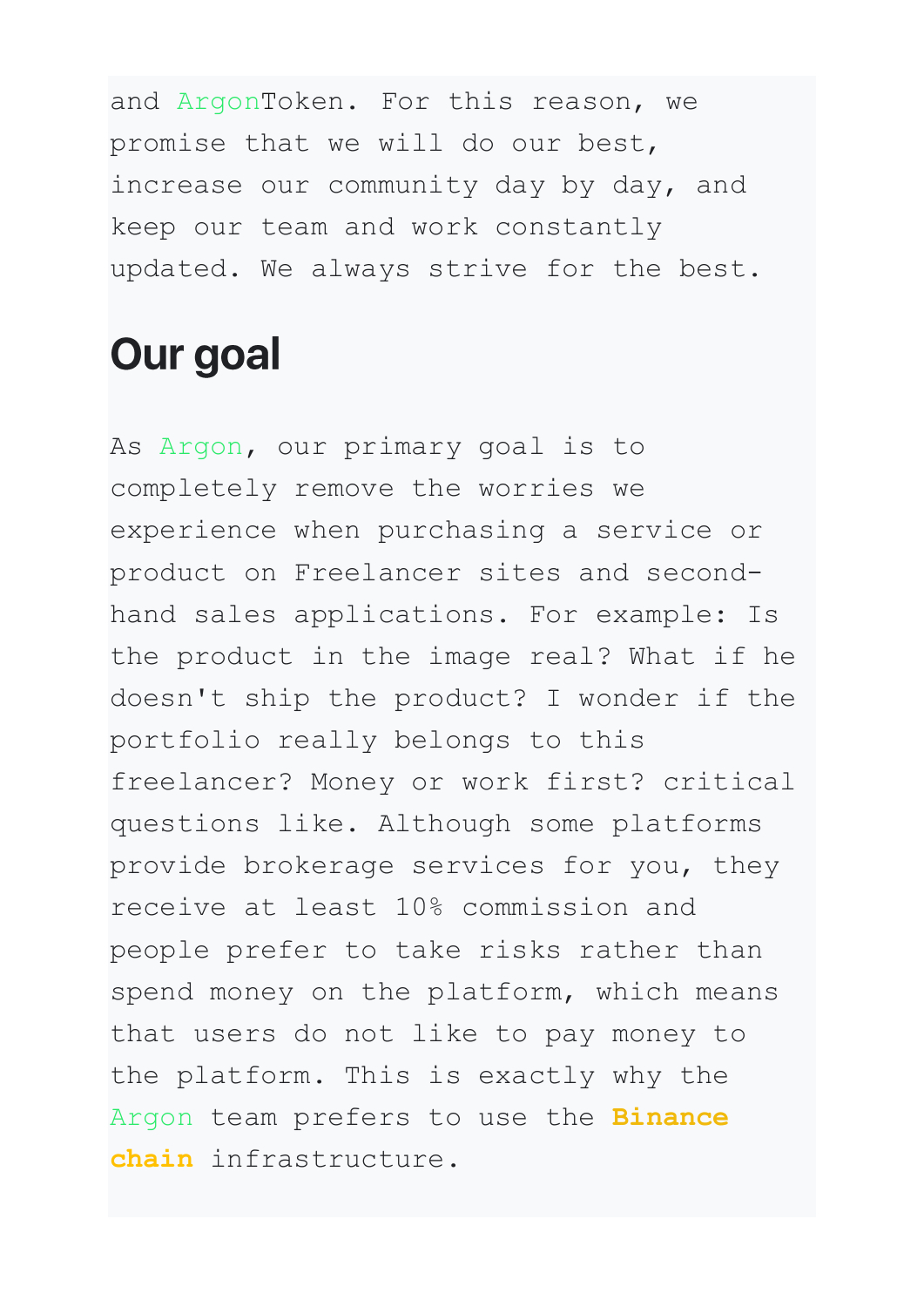and ArgonToken. For this reason, we promise that we will do our best, increase our community day by day, and keep our team and work constantly updated. We always strive for the best.

## Our goal

As Argon, our primary goal is to completely remove the worries we experience when purchasing a service or product on Freelancer sites and second-hand sales applications. For example: Is the product in the image real? What if he doesn't ship the product? I wonder if the portfolio really belongs to this freelancer? Money or work first? critical questions like. Although some platforms provide brokerage services for you, they receive at least 10% commission and people prefer to take risks rather than spend money on the platform, which means that users do not like to pay money to the platform. This is exactly why the Argon team prefers to use the **Binance chain** infrastructure.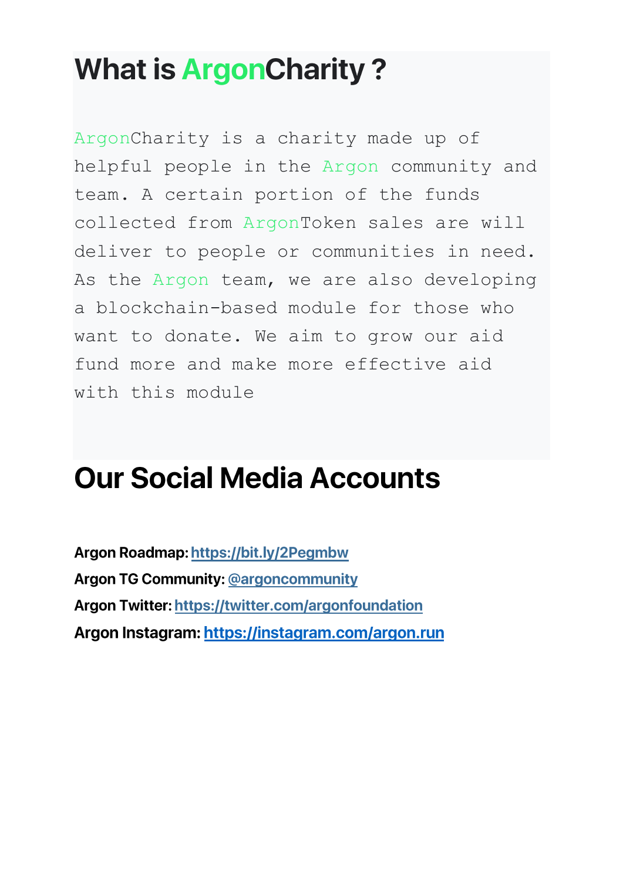# What is ArgonCharity ?

ArgonCharity is a charity made up of helpful people in the Argon community and team. A certain portion of the funds collected from ArgonToken sales are will deliver to people or communities in need. As the Argon team, we are also developing a blockchain-based module for those who want to donate. We aim to grow our aid fund more and make more effective aid with this module

# Our Social Media Accounts

**Argon Roadmap:** https://bit.ly/2Pegmbw
**Argon TG Community:** @argoncommunity
**Argon Twitter:** https://twitter.com/argonfoundation
**Argon Instagram:** https://instagram.com/argon.run